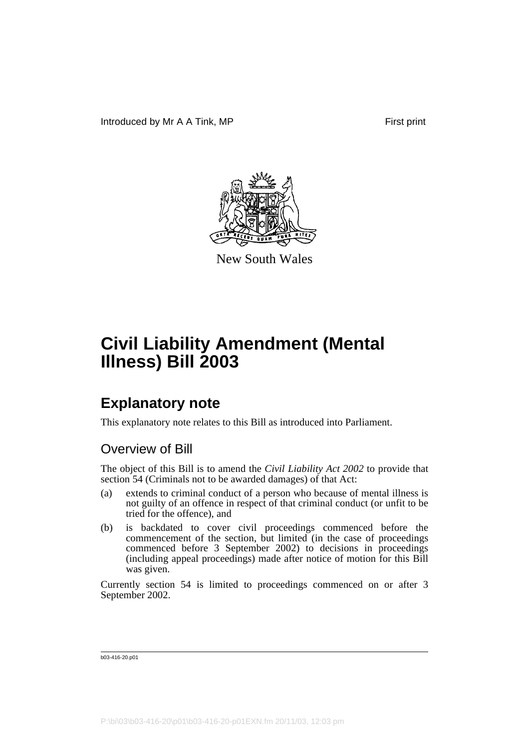Introduced by Mr A A Tink, MP First print

New South Wales

# Civil Liability Amendment (Mental Illness) Bill 2003

## Explanatory note

This explanatory note relates to this Bill as introduced into Parliament.

### Overview of Bill

The object of this Bill is to amend the *Civil Liability Act 2002* to provide that section 54 (Criminals not to be awarded damages) of that Act:

(a) extends to criminal conduct of a person who because of mental illness is not guilty of an offence in respect of that criminal conduct (or unfit to be tried for the offence), and

(b) is backdated to cover civil proceedings commenced before the commencement of the section, but limited (in the case of proceedings commenced before 3 September 2002) to decisions in proceedings (including appeal proceedings) made after notice of motion for this Bill was given.

Currently section 54 is limited to proceedings commenced on or after 3 September 2002.

b03-416-20.p01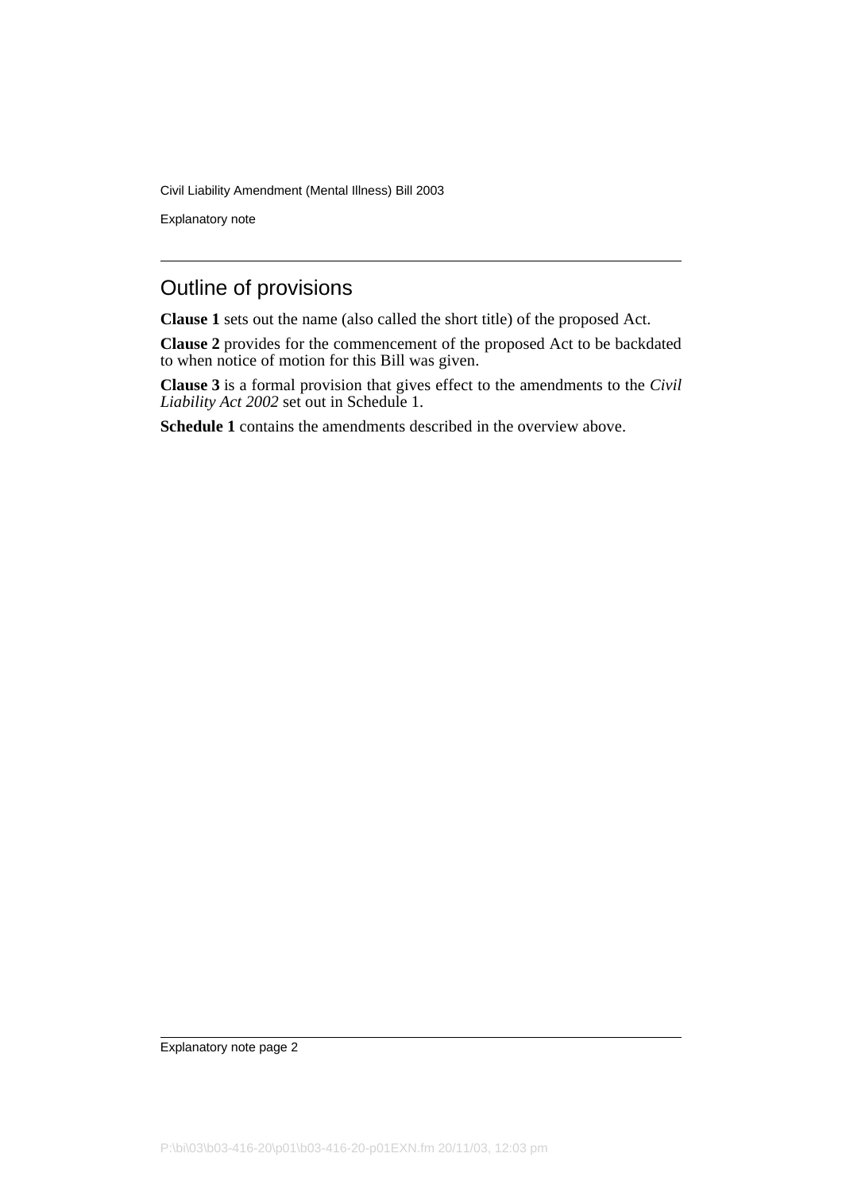## Outline of provisions

**Clause 1** sets out the name (also called the short title) of the proposed Act.

**Clause 2** provides for the commencement of the proposed Act to be backdated to when notice of motion for this Bill was given.

**Clause 3** is a formal provision that gives effect to the amendments to the *Civil Liability Act 2002* set out in Schedule 1.

**Schedule 1** contains the amendments described in the overview above.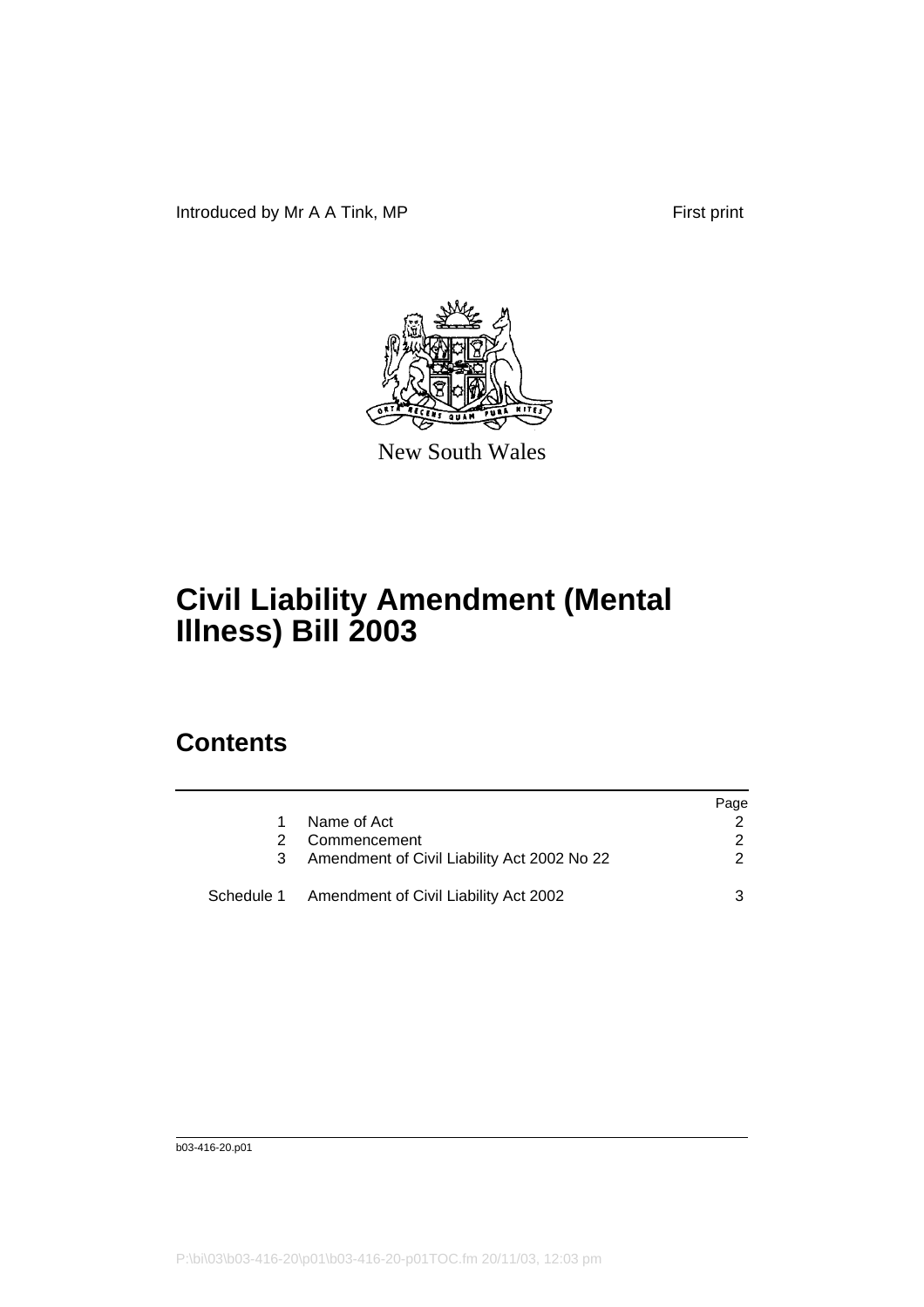Introduced by Mr A A Tink, MP First print

New South Wales

# Civil Liability Amendment (Mental Illness) Bill 2003

## Contents

| | | Page |
|---|---|---|
| 1 | Name of Act | 2 |
| 2 | Commencement | 2 |
| 3 | Amendment of Civil Liability Act 2002 No 22 | 2 |
| Schedule 1 | Amendment of Civil Liability Act 2002 | 3 |

b03-416-20.p01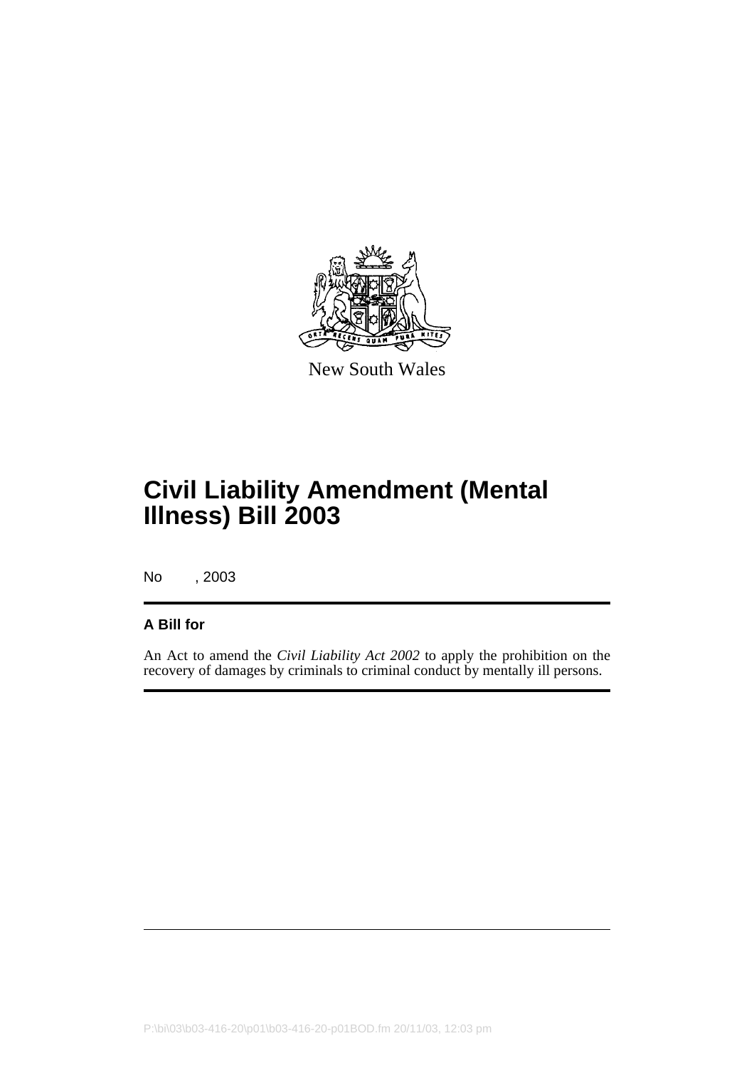New South Wales

# Civil Liability Amendment (Mental Illness) Bill 2003

No , 2003

**A Bill for**

An Act to amend the *Civil Liability Act 2002* to apply the prohibition on the recovery of damages by criminals to criminal conduct by mentally ill persons.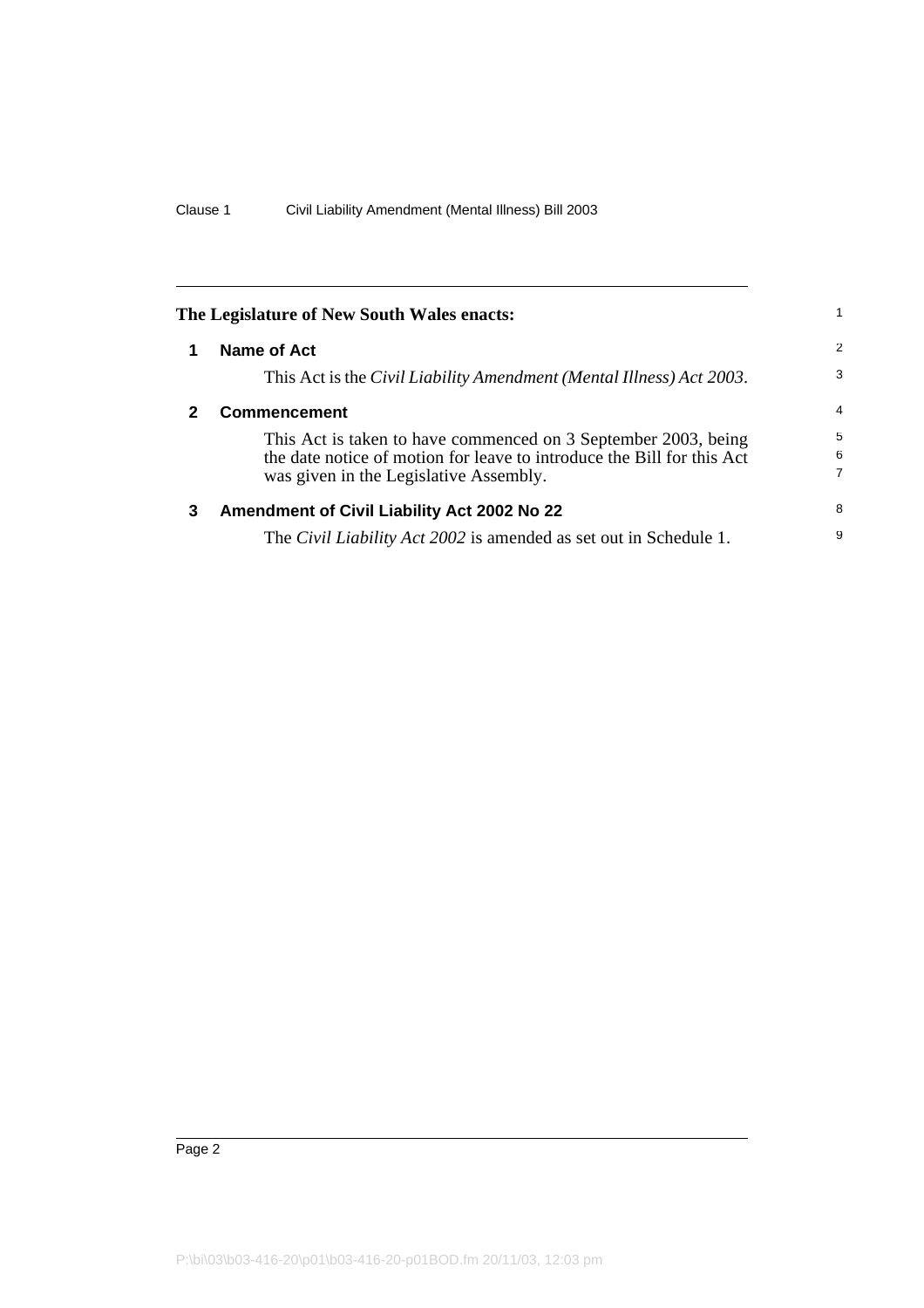**The Legislature of New South Wales enacts:**

## 1 Name of Act

This Act is the *Civil Liability Amendment (Mental Illness) Act 2003*.

## 2 Commencement

This Act is taken to have commenced on 3 September 2003, being the date notice of motion for leave to introduce the Bill for this Act was given in the Legislative Assembly.

## 3 Amendment of Civil Liability Act 2002 No 22

The *Civil Liability Act 2002* is amended as set out in Schedule 1.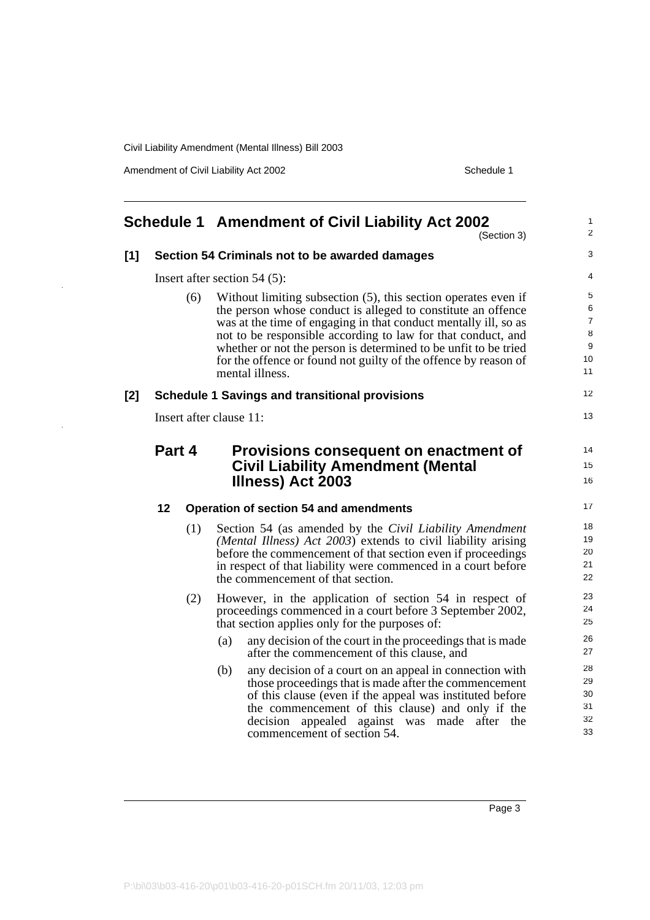# Schedule 1 Amendment of Civil Liability Act 2002

(Section 3)

## [1] Section 54 Criminals not to be awarded damages

Insert after section 54 (5):

(6) Without limiting subsection (5), this section operates even if the person whose conduct is alleged to constitute an offence was at the time of engaging in that conduct mentally ill, so as not to be responsible according to law for that conduct, and whether or not the person is determined to be unfit to be tried for the offence or found not guilty of the offence by reason of mental illness.

## [2] Schedule 1 Savings and transitional provisions

Insert after clause 11:

## Part 4 Provisions consequent on enactment of Civil Liability Amendment (Mental Illness) Act 2003

### 12 Operation of section 54 and amendments

(1) Section 54 (as amended by the *Civil Liability Amendment (Mental Illness) Act 2003*) extends to civil liability arising before the commencement of that section even if proceedings in respect of that liability were commenced in a court before the commencement of that section.

(2) However, in the application of section 54 in respect of proceedings commenced in a court before 3 September 2002, that section applies only for the purposes of:

(a) any decision of the court in the proceedings that is made after the commencement of this clause, and

(b) any decision of a court on an appeal in connection with those proceedings that is made after the commencement of this clause (even if the appeal was instituted before the commencement of this clause) and only if the decision appealed against was made after the commencement of section 54.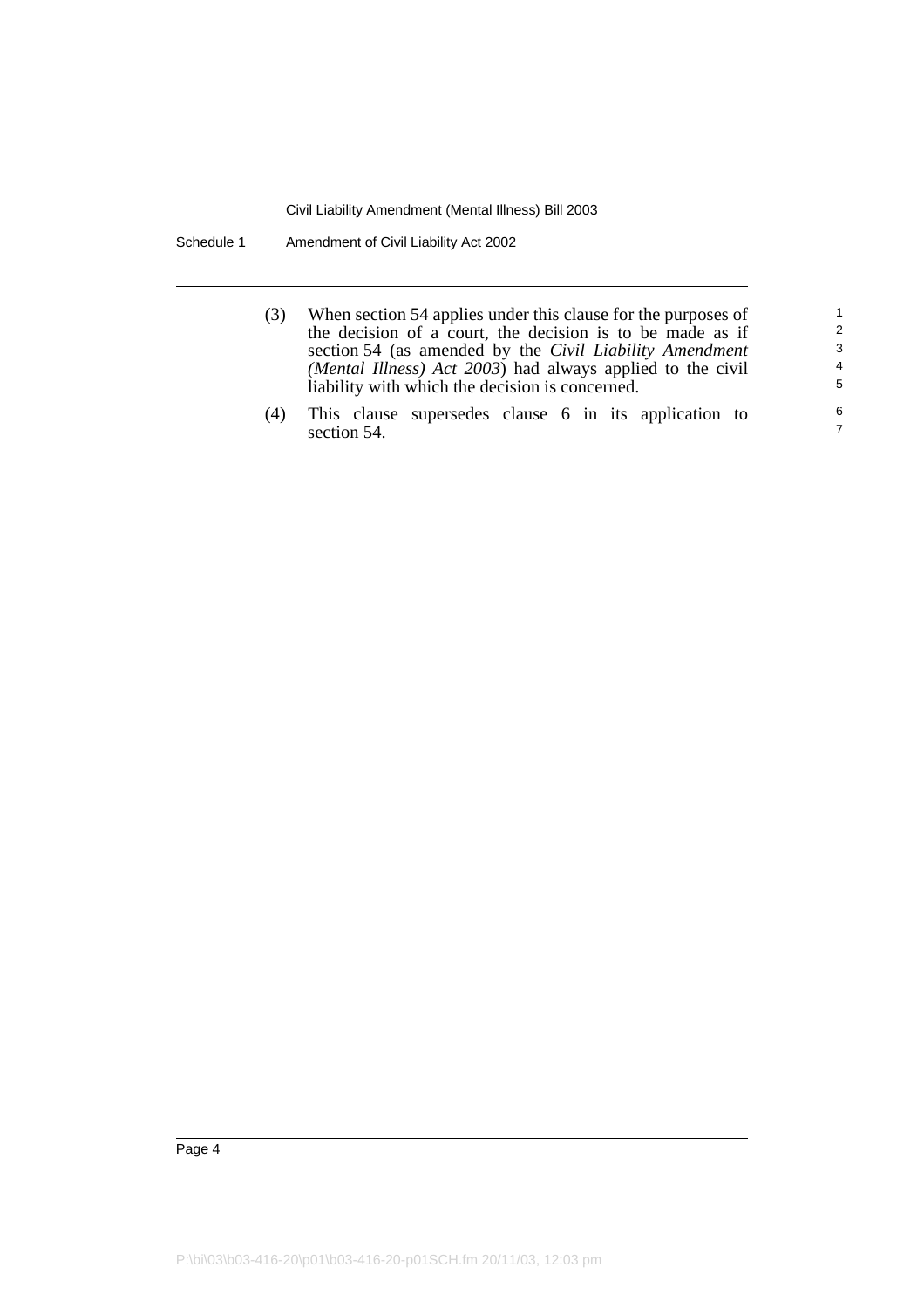(3) When section 54 applies under this clause for the purposes of the decision of a court, the decision is to be made as if section 54 (as amended by the *Civil Liability Amendment (Mental Illness) Act 2003*) had always applied to the civil liability with which the decision is concerned.

(4) This clause supersedes clause 6 in its application to section 54.